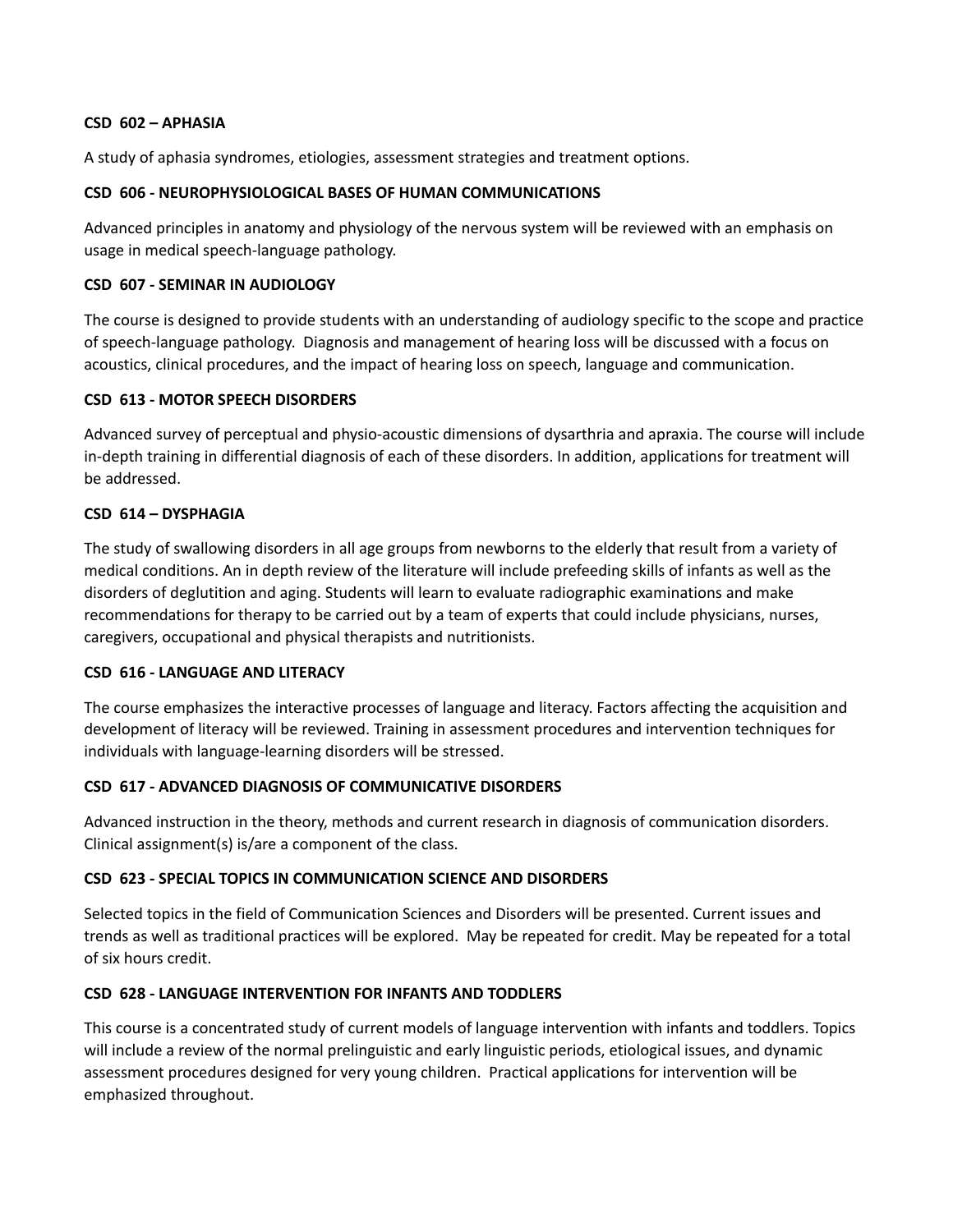**CSD 602 – APHASIA**

A study of aphasia syndromes, etiologies, assessment strategies and treatment options.

**CSD 606 - NEUROPHYSIOLOGICAL BASES OF HUMAN COMMUNICATIONS**

Advanced principles in anatomy and physiology of the nervous system will be reviewed with an emphasis on usage in medical speech-language pathology.

**CSD 607 - SEMINAR IN AUDIOLOGY**

The course is designed to provide students with an understanding of audiology specific to the scope and practice of speech-language pathology. Diagnosis and management of hearing loss will be discussed with a focus on acoustics, clinical procedures, and the impact of hearing loss on speech, language and communication.

**CSD 613 - MOTOR SPEECH DISORDERS**

Advanced survey of perceptual and physio-acoustic dimensions of dysarthria and apraxia. The course will include in-depth training in differential diagnosis of each of these disorders. In addition, applications for treatment will be addressed.

**CSD 614 – DYSPHAGIA**

The study of swallowing disorders in all age groups from newborns to the elderly that result from a variety of medical conditions. An in depth review of the literature will include prefeeding skills of infants as well as the disorders of deglutition and aging. Students will learn to evaluate radiographic examinations and make recommendations for therapy to be carried out by a team of experts that could include physicians, nurses, caregivers, occupational and physical therapists and nutritionists.

**CSD 616 - LANGUAGE AND LITERACY**

The course emphasizes the interactive processes of language and literacy. Factors affecting the acquisition and development of literacy will be reviewed. Training in assessment procedures and intervention techniques for individuals with language-learning disorders will be stressed.

**CSD 617 - ADVANCED DIAGNOSIS OF COMMUNICATIVE DISORDERS**

Advanced instruction in the theory, methods and current research in diagnosis of communication disorders. Clinical assignment(s) is/are a component of the class.

**CSD 623 - SPECIAL TOPICS IN COMMUNICATION SCIENCE AND DISORDERS**

Selected topics in the field of Communication Sciences and Disorders will be presented. Current issues and trends as well as traditional practices will be explored. May be repeated for credit. May be repeated for a total of six hours credit.

**CSD 628 - LANGUAGE INTERVENTION FOR INFANTS AND TODDLERS**

This course is a concentrated study of current models of language intervention with infants and toddlers. Topics will include a review of the normal prelinguistic and early linguistic periods, etiological issues, and dynamic assessment procedures designed for very young children. Practical applications for intervention will be emphasized throughout.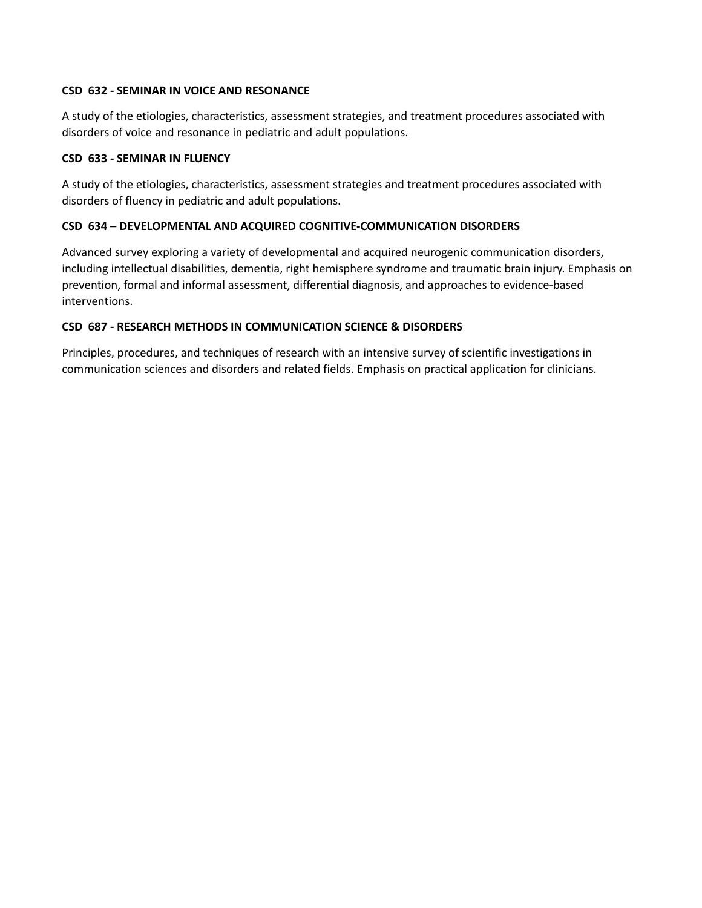**CSD 632 - SEMINAR IN VOICE AND RESONANCE**

A study of the etiologies, characteristics, assessment strategies, and treatment procedures associated with disorders of voice and resonance in pediatric and adult populations.

**CSD 633 - SEMINAR IN FLUENCY**

A study of the etiologies, characteristics, assessment strategies and treatment procedures associated with disorders of fluency in pediatric and adult populations.

**CSD 634 – DEVELOPMENTAL AND ACQUIRED COGNITIVE-COMMUNICATION DISORDERS**

Advanced survey exploring a variety of developmental and acquired neurogenic communication disorders, including intellectual disabilities, dementia, right hemisphere syndrome and traumatic brain injury. Emphasis on prevention, formal and informal assessment, differential diagnosis, and approaches to evidence-based interventions.

**CSD 687 - RESEARCH METHODS IN COMMUNICATION SCIENCE & DISORDERS**

Principles, procedures, and techniques of research with an intensive survey of scientific investigations in communication sciences and disorders and related fields. Emphasis on practical application for clinicians.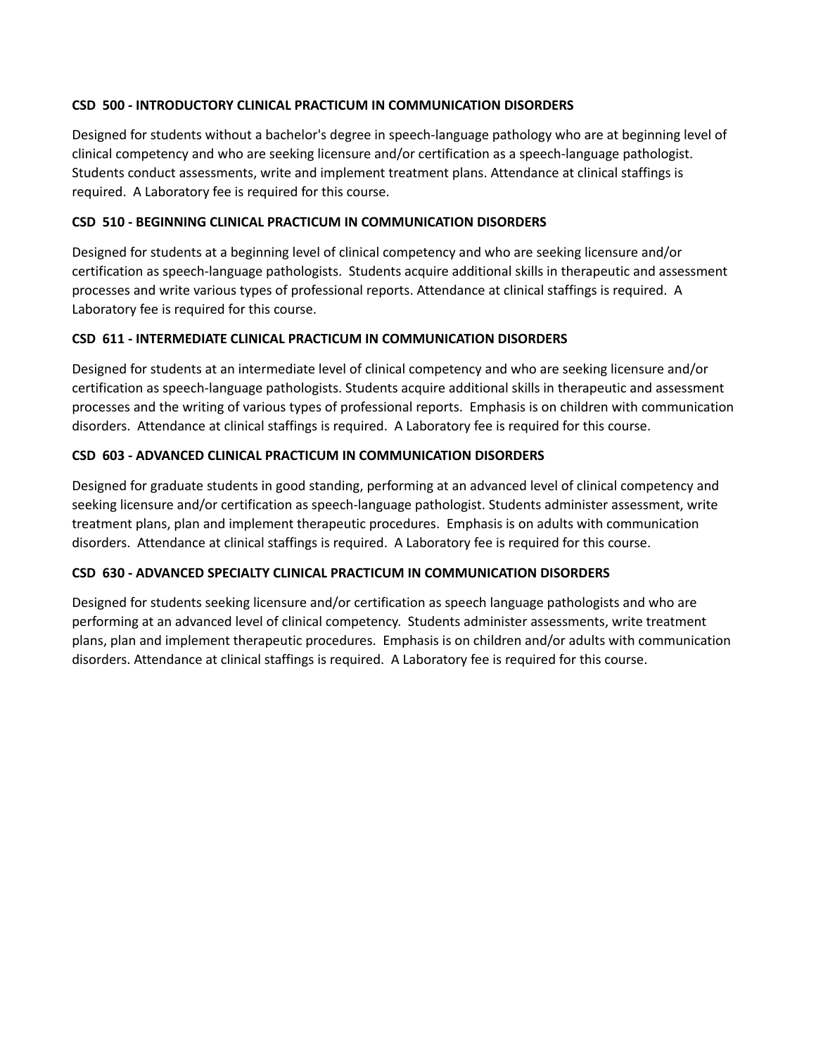**CSD 500 - INTRODUCTORY CLINICAL PRACTICUM IN COMMUNICATION DISORDERS**

Designed for students without a bachelor's degree in speech-language pathology who are at beginning level of clinical competency and who are seeking licensure and/or certification as a speech-language pathologist. Students conduct assessments, write and implement treatment plans. Attendance at clinical staffings is required. A Laboratory fee is required for this course.

**CSD 510 - BEGINNING CLINICAL PRACTICUM IN COMMUNICATION DISORDERS**

Designed for students at a beginning level of clinical competency and who are seeking licensure and/or certification as speech-language pathologists. Students acquire additional skills in therapeutic and assessment processes and write various types of professional reports. Attendance at clinical staffings is required. A Laboratory fee is required for this course.

**CSD 611 - INTERMEDIATE CLINICAL PRACTICUM IN COMMUNICATION DISORDERS**

Designed for students at an intermediate level of clinical competency and who are seeking licensure and/or certification as speech-language pathologists. Students acquire additional skills in therapeutic and assessment processes and the writing of various types of professional reports. Emphasis is on children with communication disorders. Attendance at clinical staffings is required. A Laboratory fee is required for this course.

**CSD 603 - ADVANCED CLINICAL PRACTICUM IN COMMUNICATION DISORDERS**

Designed for graduate students in good standing, performing at an advanced level of clinical competency and seeking licensure and/or certification as speech-language pathologist. Students administer assessment, write treatment plans, plan and implement therapeutic procedures. Emphasis is on adults with communication disorders. Attendance at clinical staffings is required. A Laboratory fee is required for this course.

**CSD 630 - ADVANCED SPECIALTY CLINICAL PRACTICUM IN COMMUNICATION DISORDERS**

Designed for students seeking licensure and/or certification as speech language pathologists and who are performing at an advanced level of clinical competency. Students administer assessments, write treatment plans, plan and implement therapeutic procedures. Emphasis is on children and/or adults with communication disorders. Attendance at clinical staffings is required. A Laboratory fee is required for this course.